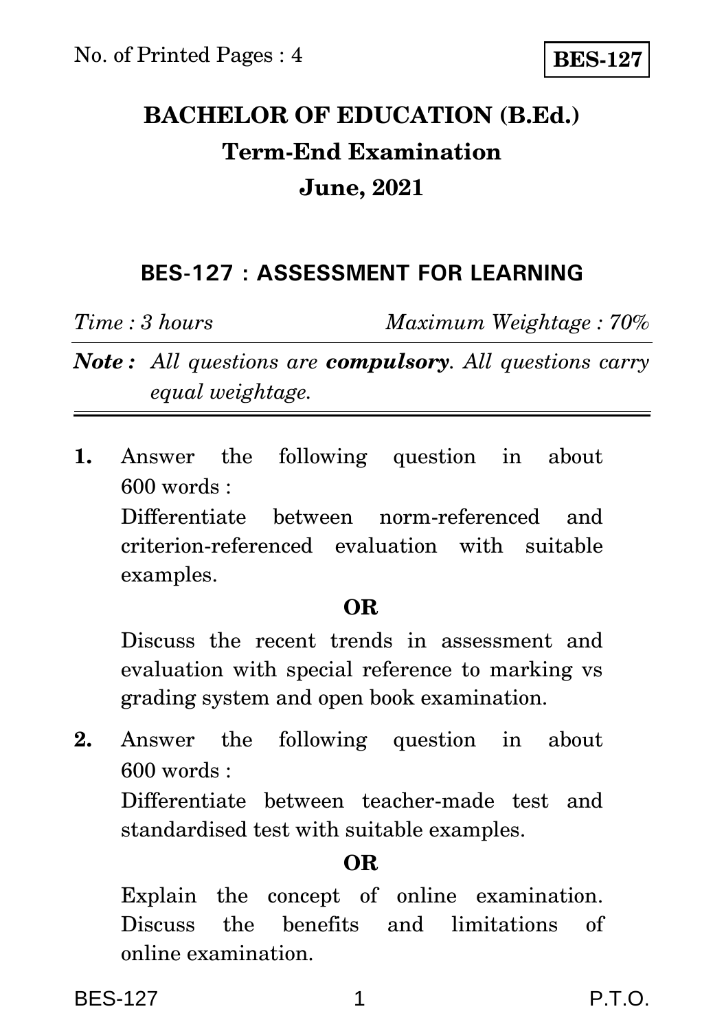No. of Printed Pages : 4

**BES-127**

# BACHELOR OF EDUCATION (B.Ed.)

## Term-End Examination

## June, 2021

### BES-127 : ASSESSMENT FOR LEARNING

*Time : 3 hours* *Maximum Weightage : 70%*

***Note :*** *All questions are* ***compulsory****. All questions carry equal weightage.*

---

**1.** Answer the following question in about 600 words :

Differentiate between norm-referenced and criterion-referenced evaluation with suitable examples.

**OR**

Discuss the recent trends in assessment and evaluation with special reference to marking vs grading system and open book examination.

**2.** Answer the following question in about 600 words :

Differentiate between teacher-made test and standardised test with suitable examples.

**OR**

Explain the concept of online examination. Discuss the benefits and limitations of online examination.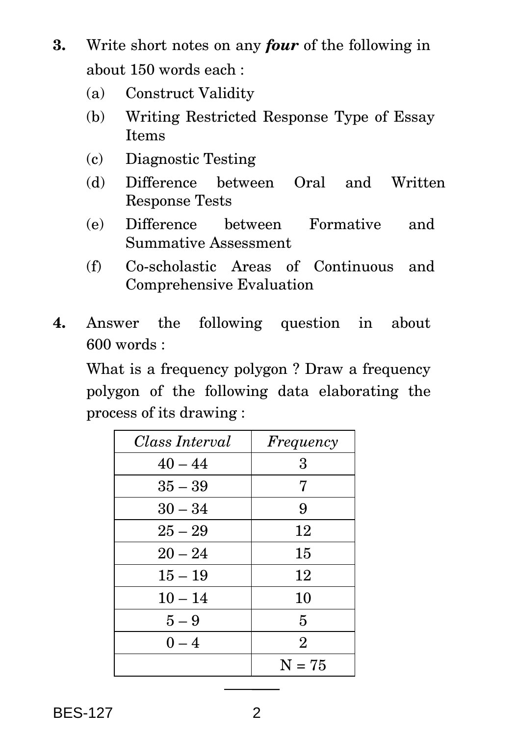**3.** Write short notes on any ***four*** of the following in about 150 words each :

(a) Construct Validity

(b) Writing Restricted Response Type of Essay Items

(c) Diagnostic Testing

(d) Difference between Oral and Written Response Tests

(e) Difference between Formative and Summative Assessment

(f) Co-scholastic Areas of Continuous and Comprehensive Evaluation

**4.** Answer the following question in about 600 words :

What is a frequency polygon ? Draw a frequency polygon of the following data elaborating the process of its drawing :

| *Class Interval* | *Frequency* |
|---|---|
| 40 – 44 | 3 |
| 35 – 39 | 7 |
| 30 – 34 | 9 |
| 25 – 29 | 12 |
| 20 – 24 | 15 |
| 15 – 19 | 12 |
| 10 – 14 | 10 |
| 5 – 9 | 5 |
| 0 – 4 | 2 |
| | N = 75 |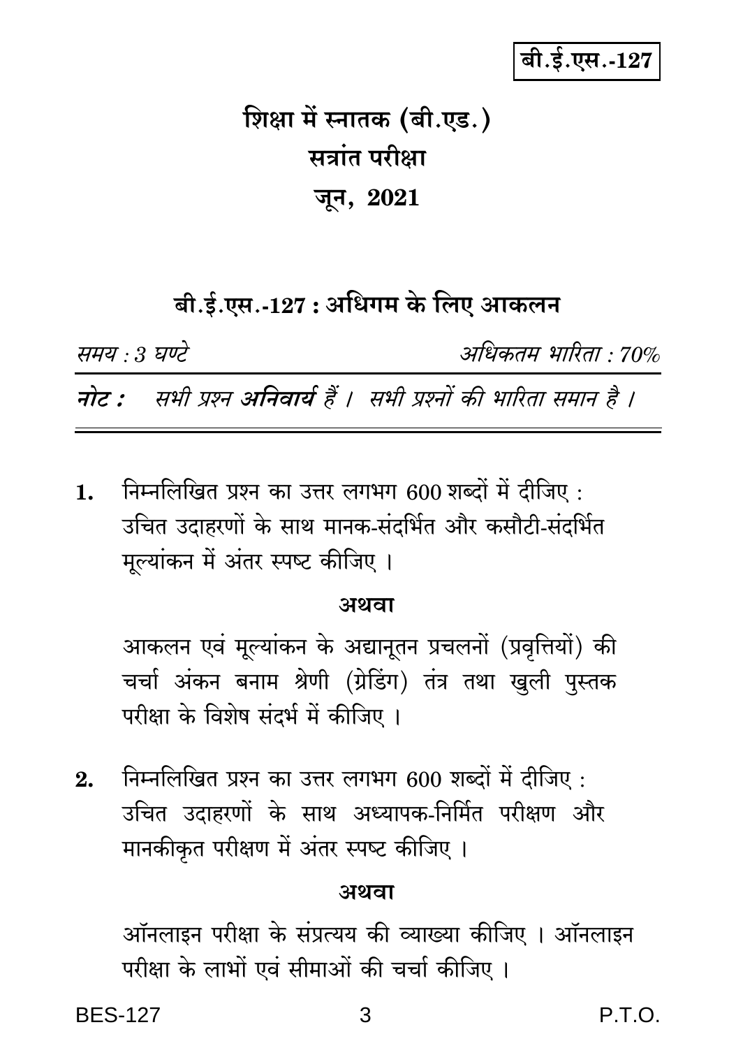बी.ई.एस.-127

# शिक्षा में स्नातक (बी.एड.)

## सत्रांत परीक्षा

## जून, 2021

### बी.ई.एस.-127 : अधिगम के लिए आकलन

*समय : 3 घण्टे* *अधिकतम भारिता : 70%*

***नोट :*** *सभी प्रश्न **अनिवार्य** हैं । सभी प्रश्नों की भारिता समान है ।*

---

**1.** निम्नलिखित प्रश्न का उत्तर लगभग 600 शब्दों में दीजिए :
उचित उदाहरणों के साथ मानक-संदर्भित और कसौटी-संदर्भित मूल्यांकन में अंतर स्पष्ट कीजिए ।

**अथवा**

आकलन एवं मूल्यांकन के अद्यानूतन प्रचलनों (प्रवृत्तियों) की चर्चा अंकन बनाम श्रेणी (ग्रेडिंग) तंत्र तथा खुली पुस्तक परीक्षा के विशेष संदर्भ में कीजिए ।

**2.** निम्नलिखित प्रश्न का उत्तर लगभग 600 शब्दों में दीजिए :
उचित उदाहरणों के साथ अध्यापक-निर्मित परीक्षण और मानकीकृत परीक्षण में अंतर स्पष्ट कीजिए ।

**अथवा**

ऑनलाइन परीक्षा के संप्रत्यय की व्याख्या कीजिए । ऑनलाइन परीक्षा के लाभों एवं सीमाओं की चर्चा कीजिए ।

P.T.O.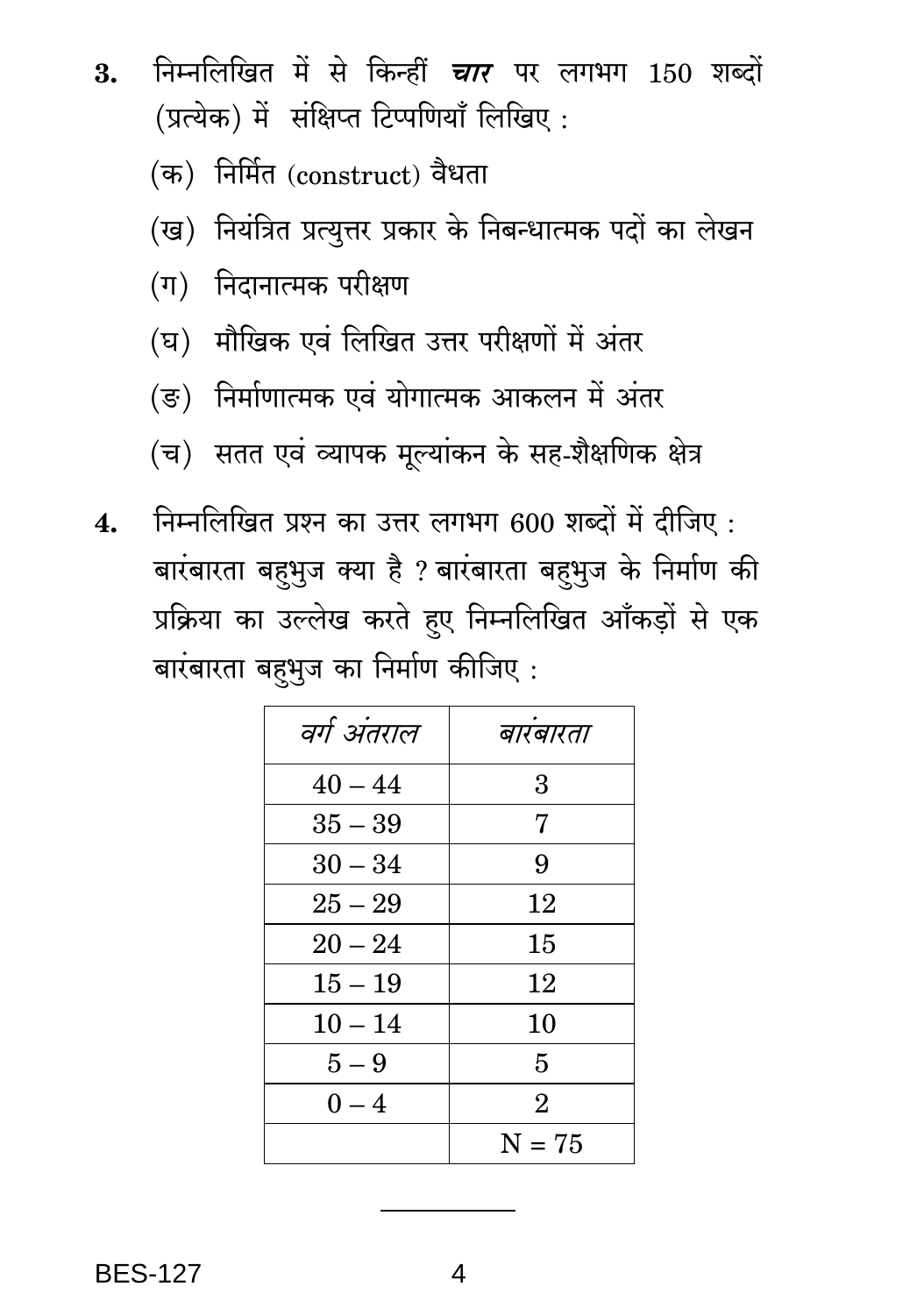**3.** निम्नलिखित में से किन्हीं ***चार*** पर लगभग 150 शब्दों (प्रत्येक) में संक्षिप्त टिप्पणियाँ लिखिए :

(क) निर्मित (construct) वैधता

(ख) नियंत्रित प्रत्युत्तर प्रकार के निबन्धात्मक पदों का लेखन

(ग) निदानात्मक परीक्षण

(घ) मौखिक एवं लिखित उत्तर परीक्षणों में अंतर

(ङ) निर्माणात्मक एवं योगात्मक आकलन में अंतर

(च) सतत एवं व्यापक मूल्यांकन के सह-शैक्षणिक क्षेत्र

**4.** निम्नलिखित प्रश्न का उत्तर लगभग 600 शब्दों में दीजिए :

बारंबारता बहुभुज क्या है ? बारंबारता बहुभुज के निर्माण की प्रक्रिया का उल्लेख करते हुए निम्नलिखित आँकड़ों से एक बारंबारता बहुभुज का निर्माण कीजिए :

| *वर्ग अंतराल* | *बारंबारता* |
|---|---|
| 40 – 44 | 3 |
| 35 – 39 | 7 |
| 30 – 34 | 9 |
| 25 – 29 | 12 |
| 20 – 24 | 15 |
| 15 – 19 | 12 |
| 10 – 14 | 10 |
| 5 – 9 | 5 |
| 0 – 4 | 2 |
| | N = 75 |